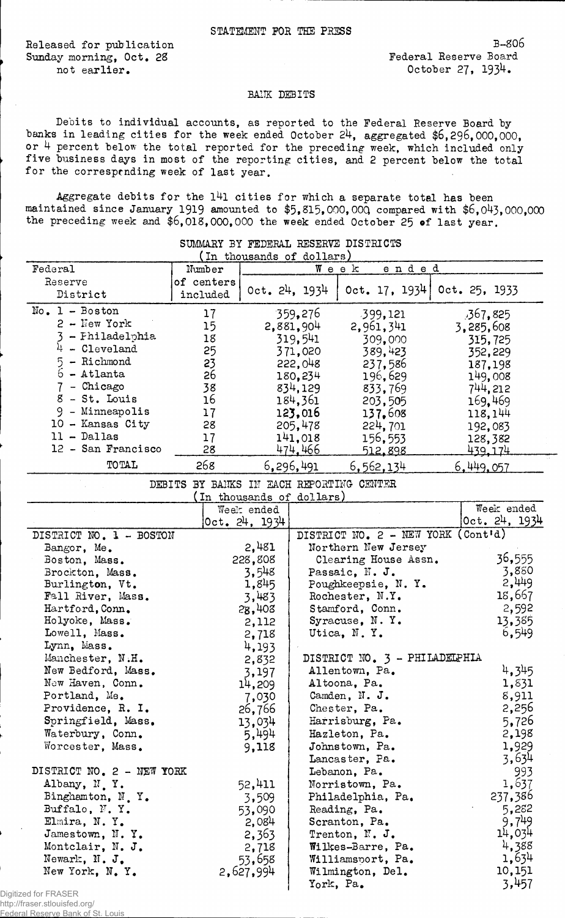STATEMENT FOR THE PRESS

Released for publication Sunday morning, Oct. 28 not earlier.

B-806
Federal Reserve Board
October 27, 1934.

## BANK DEBITS

Debits to individual accounts, as reported to the Federal Reserve Board by banks in leading cities for the week ended October 24, aggregated $6,296,000,000, or 4 percent below the total reported for the preceding week, which included only five business days in most of the reporting cities, and 2 percent below the total for the corresponding week of last year.

Aggregate debits for the 141 cities for which a separate total has been maintained since January 1919 amounted to $5,815,000,000 compared with $6,043,000,000 the preceding week and $6,018,000,000 the week ended October 25 of last year.

SUMMARY BY FEDERAL RESERVE DISTRICTS
(In thousands of dollars)

| Federal Reserve District | Number of centers included | Week ended Oct. 24, 1934 | Oct. 17, 1934 | Oct. 25, 1933 |
|---|---|---|---|---|
| No. 1 - Boston | 17 | 359,276 | 399,121 | 367,825 |
| 2 - New York | 15 | 2,881,904 | 2,961,341 | 3,285,608 |
| 3 - Philadelphia | 18 | 319,541 | 309,000 | 315,725 |
| 4 - Cleveland | 25 | 371,020 | 389,423 | 352,229 |
| 5 - Richmond | 23 | 222,048 | 237,586 | 187,198 |
| 6 - Atlanta | 26 | 180,234 | 196,629 | 149,008 |
| 7 - Chicago | 38 | 834,129 | 833,769 | 744,212 |
| 8 - St. Louis | 16 | 184,361 | 203,505 | 169,469 |
| 9 - Minneapolis | 17 | 123,016 | 137,608 | 118,144 |
| 10 - Kansas City | 28 | 205,478 | 224,701 | 192,083 |
| 11 - Dallas | 17 | 141,018 | 156,553 | 128,382 |
| 12 - San Francisco | 28 | 474,466 | 512,898 | 439,174 |
| TOTAL | 268 | 6,296,491 | 6,562,134 | 6,449,057 |

DEBITS BY BANKS IN EACH REPORTING CENTER
(In thousands of dollars)

| | Week ended Oct. 24, 1934 | | Week ended Oct. 24, 1934 |
|---|---|---|---|
| DISTRICT NO. 1 - BOSTON | | DISTRICT NO. 2 - NEW YORK (Cont'd) | |
| Bangor, Me. | 2,481 | Northern New Jersey | |
| Boston, Mass. | 228,808 | Clearing House Assn. | 36,555 |
| Brockton, Mass. | 3,548 | Passaic, N. J. | 3,880 |
| Burlington, Vt. | 1,845 | Poughkeepsie, N. Y. | 2,449 |
| Fall River, Mass. | 3,483 | Rochester, N.Y. | 18,667 |
| Hartford, Conn. | 28,408 | Stamford, Conn. | 2,592 |
| Holyoke, Mass. | 2,112 | Syracuse, N. Y. | 13,385 |
| Lowell, Mass. | 2,718 | Utica, N. Y. | 6,549 |
| Lynn, Mass. | 4,193 | | |
| Manchester, N.H. | 2,832 | DISTRICT NO. 3 - PHILADELPHIA | |
| New Bedford, Mass. | 3,197 | Allentown, Pa. | 4,345 |
| New Haven, Conn. | 14,209 | Altoona, Pa. | 1,831 |
| Portland, Me. | 7,030 | Camden, N. J. | 8,911 |
| Providence, R. I. | 26,766 | Chester, Pa. | 2,256 |
| Springfield, Mass. | 13,034 | Harrisburg, Pa. | 5,726 |
| Waterbury, Conn. | 5,494 | Hazleton, Pa. | 2,198 |
| Worcester, Mass. | 9,118 | Johnstown, Pa. | 1,929 |
| | | Lancaster, Pa. | 3,634 |
| DISTRICT NO. 2 - NEW YORK | | Lebanon, Pa. | 993 |
| Albany, N. Y. | 52,411 | Norristown, Pa. | 1,637 |
| Binghamton, N. Y. | 3,509 | Philadelphia, Pa. | 237,386 |
| Buffalo, N. Y. | 53,090 | Reading, Pa. | 5,282 |
| Elmira, N. Y. | 2,084 | Scranton, Pa. | 9,749 |
| Jamestown, N. Y. | 2,363 | Trenton, N. J. | 14,034 |
| Montclair, N. J. | 2,718 | Wilkes-Barre, Pa. | 4,388 |
| Newark, N. J. | 53,658 | Williamsport, Pa. | 1,634 |
| New York, N. Y. | 2,627,994 | Wilmington, Del. | 10,151 |
| | | York, Pa. | 3,457 |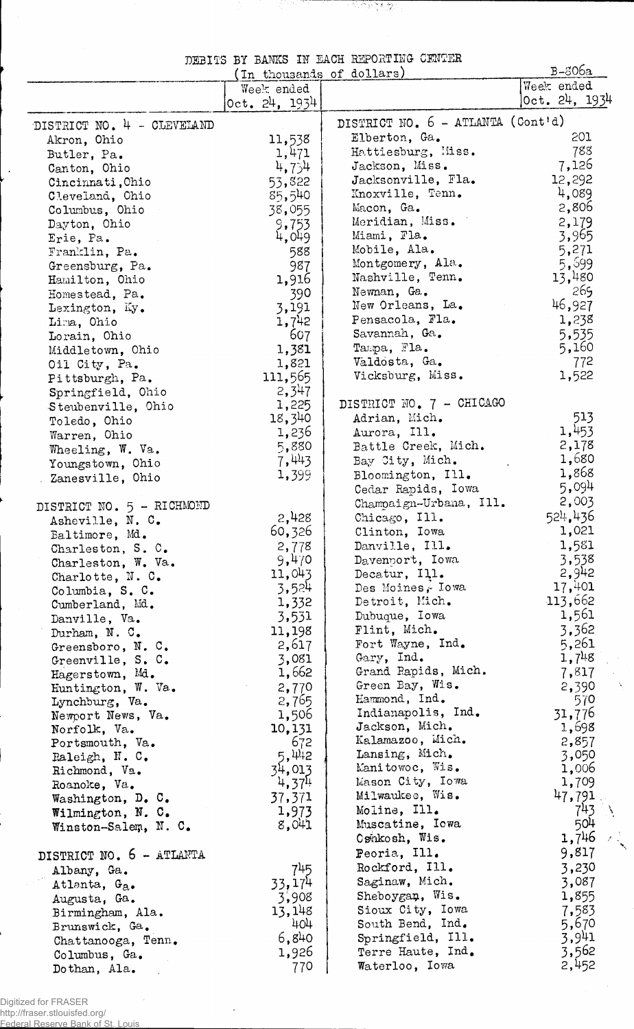DEBITS BY BANKS IN EACH REPORTING CENTER

(In thousands of dollars)

B-806a

| | Week ended Oct. 24, 1934 |
|---|---|
| **DISTRICT NO. 4 - CLEVELAND** | |
| Akron, Ohio | 11,538 |
| Butler, Pa. | 1,471 |
| Canton, Ohio | 4,734 |
| Cincinnati, Ohio | 53,822 |
| Cleveland, Ohio | 85,540 |
| Columbus, Ohio | 38,055 |
| Dayton, Ohio | 9,753 |
| Erie, Pa. | 4,049 |
| Franklin, Pa. | 588 |
| Greensburg, Pa. | 987 |
| Hamilton, Ohio | 1,916 |
| Homestead, Pa. | 390 |
| Lexington, Ky. | 3,191 |
| Lima, Ohio | 1,742 |
| Lorain, Ohio | 607 |
| Middletown, Ohio | 1,381 |
| Oil City, Pa. | 1,821 |
| Pittsburgh, Pa. | 111,565 |
| Springfield, Ohio | 2,347 |
| Steubenville, Ohio | 1,225 |
| Toledo, Ohio | 18,340 |
| Warren, Ohio | 1,236 |
| Wheeling, W. Va. | 5,880 |
| Youngstown, Ohio | 7,443 |
| Zanesville, Ohio | 1,399 |
| **DISTRICT NO. 5 - RICHMOND** | |
| Asheville, N. C. | 2,428 |
| Baltimore, Md. | 60,326 |
| Charleston, S. C. | 2,778 |
| Charleston, W. Va. | 9,470 |
| Charlotte, N. C. | 11,043 |
| Columbia, S. C. | 3,524 |
| Cumberland, Md. | 1,332 |
| Danville, Va. | 3,531 |
| Durham, N. C. | 11,198 |
| Greensboro, N. C. | 2,617 |
| Greenville, S. C. | 3,081 |
| Hagerstown, Md. | 1,662 |
| Huntington, W. Va. | 2,770 |
| Lynchburg, Va. | 2,765 |
| Newport News, Va. | 1,506 |
| Norfolk, Va. | 10,131 |
| Portsmouth, Va. | 672 |
| Raleigh, N. C. | 5,442 |
| Richmond, Va. | 34,013 |
| Roanoke, Va. | 4,374 |
| Washington, D. C. | 37,371 |
| Wilmington, N. C. | 1,973 |
| Winston-Salem, N. C. | 8,041 |
| **DISTRICT NO. 6 - ATLANTA** | |
| Albany, Ga. | 745 |
| Atlanta, Ga. | 33,174 |
| Augusta, Ga. | 3,908 |
| Birmingham, Ala. | 13,148 |
| Brunswick, Ga. | 404 |
| Chattanooga, Tenn. | 6,840 |
| Columbus, Ga. | 1,926 |
| Dothan, Ala. | 770 |
| **DISTRICT NO. 6 - ATLANTA (Cont'd)** | |
| Elberton, Ga. | 201 |
| Hattiesburg, Miss. | 788 |
| Jackson, Miss. | 7,126 |
| Jacksonville, Fla. | 12,292 |
| Knoxville, Tenn. | 4,089 |
| Macon, Ga. | 2,806 |
| Meridian, Miss. | 2,179 |
| Miami, Fla. | 3,965 |
| Mobile, Ala. | 5,271 |
| Montgomery, Ala. | 5,599 |
| Nashville, Tenn. | 13,480 |
| Newnan, Ga. | 265 |
| New Orleans, La. | 46,927 |
| Pensacola, Fla. | 1,238 |
| Savannah, Ga. | 5,535 |
| Tampa, Fla. | 5,160 |
| Valdosta, Ga. | 772 |
| Vicksburg, Miss. | 1,522 |
| **DISTRICT NO. 7 - CHICAGO** | |
| Adrian, Mich. | 513 |
| Aurora, Ill. | 1,453 |
| Battle Creek, Mich. | 2,178 |
| Bay City, Mich. | 1,680 |
| Bloomington, Ill. | 1,868 |
| Cedar Rapids, Iowa | 5,094 |
| Champaign-Urbana, Ill. | 2,003 |
| Chicago, Ill. | 524,436 |
| Clinton, Iowa | 1,021 |
| Danville, Ill. | 1,581 |
| Davenport, Iowa | 3,538 |
| Decatur, Ill. | 2,942 |
| Des Moines, Iowa | 17,401 |
| Detroit, Mich. | 113,662 |
| Dubuque, Iowa | 1,561 |
| Flint, Mich. | 3,362 |
| Fort Wayne, Ind. | 5,261 |
| Gary, Ind. | 1,748 |
| Grand Rapids, Mich. | 7,817 |
| Green Bay, Wis. | 2,390 |
| Hammond, Ind. | 570 |
| Indianapolis, Ind. | 31,776 |
| Jackson, Mich. | 1,698 |
| Kalamazoo, Mich. | 2,857 |
| Lansing, Mich. | 3,050 |
| Manitowoc, Wis. | 1,006 |
| Mason City, Iowa | 1,709 |
| Milwaukee, Wis. | 47,791 |
| Moline, Ill. | 743 |
| Muscatine, Iowa | 504 |
| Oshkosh, Wis. | 1,746 |
| Peoria, Ill. | 9,817 |
| Rockford, Ill. | 3,230 |
| Saginaw, Mich. | 3,087 |
| Sheboygan, Wis. | 1,855 |
| Sioux City, Iowa | 7,583 |
| South Bend, Ind. | 5,670 |
| Springfield, Ill. | 3,941 |
| Terre Haute, Ind. | 3,562 |
| Waterloo, Iowa | 2,452 |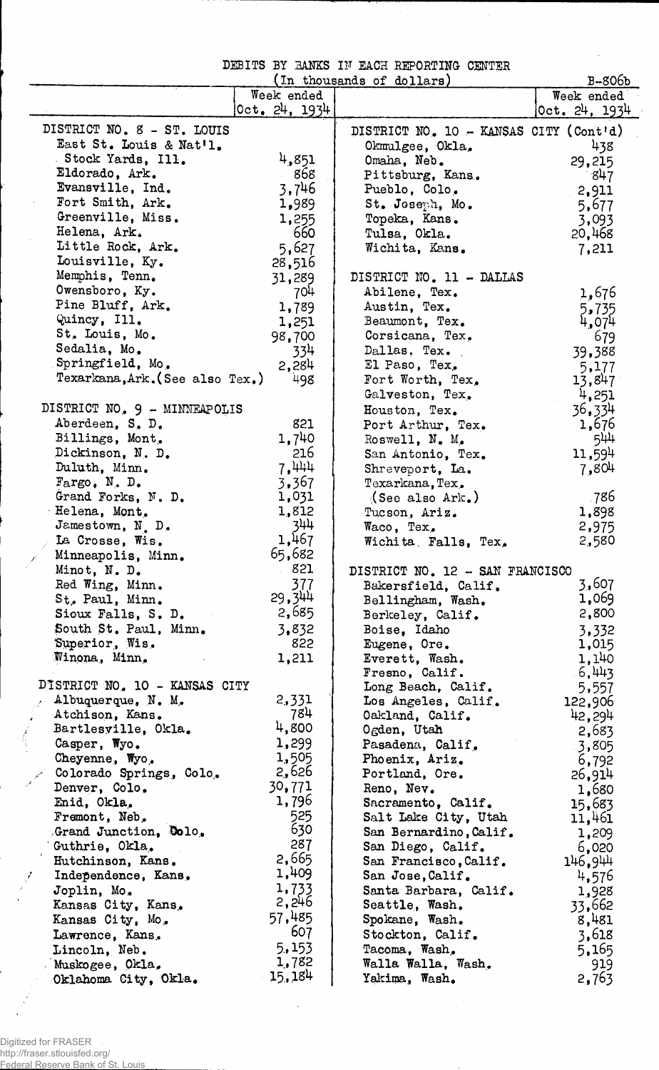DEBITS BY BANKS IN EACH REPORTING CENTER

(In thousands of dollars)

B-806b

| | Week ended Oct. 24, 1934 |
|---|---|
| **DISTRICT NO. 8 - ST. LOUIS** | |
| East St. Louis & Nat'l. Stock Yards, Ill. | 4,851 |
| Eldorado, Ark. | 868 |
| Evansville, Ind. | 3,746 |
| Fort Smith, Ark. | 1,989 |
| Greenville, Miss. | 1,255 |
| Helena, Ark. | 660 |
| Little Rock, Ark. | 5,627 |
| Louisville, Ky. | 28,516 |
| Memphis, Tenn. | 31,289 |
| Owensboro, Ky. | 704 |
| Pine Bluff, Ark. | 1,789 |
| Quincy, Ill. | 1,251 |
| St. Louis, Mo. | 98,700 |
| Sedalia, Mo. | 334 |
| Springfield, Mo. | 2,284 |
| Texarkana, Ark. (See also Tex.) | 498 |
| **DISTRICT NO. 9 - MINNEAPOLIS** | |
| Aberdeen, S. D. | 821 |
| Billings, Mont. | 1,740 |
| Dickinson, N. D. | 216 |
| Duluth, Minn. | 7,444 |
| Fargo, N. D. | 3,367 |
| Grand Forks, N. D. | 1,031 |
| Helena, Mont. | 1,812 |
| Jamestown, N. D. | 344 |
| La Crosse, Wis. | 1,467 |
| Minneapolis, Minn. | 65,682 |
| Minot, N. D. | 821 |
| Red Wing, Minn. | 377 |
| St. Paul, Minn. | 29,344 |
| Sioux Falls, S. D. | 2,685 |
| South St. Paul, Minn. | 3,832 |
| Superior, Wis. | 822 |
| Winona, Minn. | 1,211 |
| **DISTRICT NO. 10 - KANSAS CITY** | |
| Albuquerque, N. M. | 2,331 |
| Atchison, Kans. | 784 |
| Bartlesville, Okla. | 4,800 |
| Casper, Wyo. | 1,299 |
| Cheyenne, Wyo. | 1,505 |
| Colorado Springs, Colo. | 2,626 |
| Denver, Colo. | 30,771 |
| Enid, Okla. | 1,796 |
| Fremont, Neb. | 525 |
| Grand Junction, Colo. | 630 |
| Guthrie, Okla. | 287 |
| Hutchinson, Kans. | 2,665 |
| Independence, Kans. | 1,409 |
| Joplin, Mo. | 1,733 |
| Kansas City, Kans. | 2,246 |
| Kansas City, Mo. | 57,485 |
| Lawrence, Kans. | 607 |
| Lincoln, Neb. | 5,153 |
| Muskogee, Okla. | 1,782 |
| Oklahoma City, Okla. | 15,184 |
| **DISTRICT NO. 10 - KANSAS CITY (Cont'd)** | |
| Okmulgee, Okla. | 438 |
| Omaha, Neb. | 29,215 |
| Pittsburg, Kans. | 847 |
| Pueblo, Colo. | 2,911 |
| St. Joseph, Mo. | 5,677 |
| Topeka, Kans. | 3,093 |
| Tulsa, Okla. | 20,468 |
| Wichita, Kans. | 7,211 |
| **DISTRICT NO. 11 - DALLAS** | |
| Abilene, Tex. | 1,676 |
| Austin, Tex. | 5,735 |
| Beaumont, Tex. | 4,074 |
| Corsicana, Tex. | 679 |
| Dallas, Tex. | 39,388 |
| El Paso, Tex. | 5,177 |
| Fort Worth, Tex. | 13,847 |
| Galveston, Tex. | 4,251 |
| Houston, Tex. | 36,334 |
| Port Arthur, Tex. | 1,676 |
| Roswell, N. M. | 544 |
| San Antonio, Tex. | 11,594 |
| Shreveport, La. | 7,804 |
| Texarkana, Tex. (See also Ark.) | 786 |
| Tucson, Ariz. | 1,898 |
| Waco, Tex. | 2,975 |
| Wichita Falls, Tex. | 2,580 |
| **DISTRICT NO. 12 - SAN FRANCISCO** | |
| Bakersfield, Calif. | 3,607 |
| Bellingham, Wash. | 1,069 |
| Berkeley, Calif. | 2,800 |
| Boise, Idaho | 3,332 |
| Eugene, Ore. | 1,015 |
| Everett, Wash. | 1,140 |
| Fresno, Calif. | 6,443 |
| Long Beach, Calif. | 5,557 |
| Los Angeles, Calif. | 122,906 |
| Oakland, Calif. | 42,294 |
| Ogden, Utah | 2,683 |
| Pasadena, Calif. | 3,805 |
| Phoenix, Ariz. | 6,792 |
| Portland, Ore. | 26,914 |
| Reno, Nev. | 1,680 |
| Sacramento, Calif. | 15,683 |
| Salt Lake City, Utah | 11,461 |
| San Bernardino, Calif. | 1,209 |
| San Diego, Calif. | 6,020 |
| San Francisco, Calif. | 146,944 |
| San Jose, Calif. | 4,576 |
| Santa Barbara, Calif. | 1,928 |
| Seattle, Wash. | 33,662 |
| Spokane, Wash. | 8,481 |
| Stockton, Calif. | 3,618 |
| Tacoma, Wash. | 5,165 |
| Walla Walla, Wash. | 919 |
| Yakima, Wash. | 2,763 |